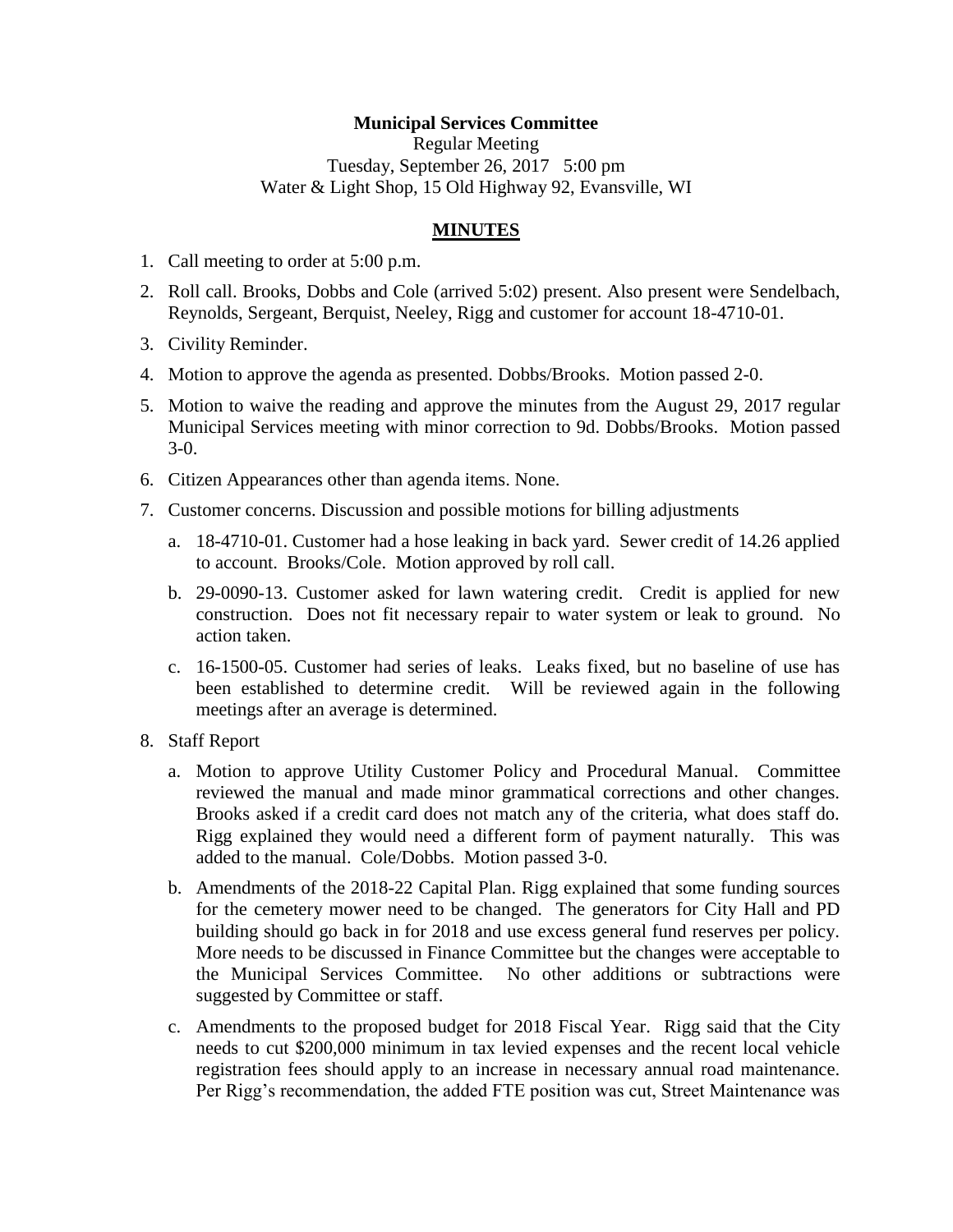**Municipal Services Committee**

Regular Meeting

Tuesday, September 26, 2017 5:00 pm

Water & Light Shop, 15 Old Highway 92, Evansville, WI

## MINUTES

1. Call meeting to order at 5:00 p.m.
2. Roll call. Brooks, Dobbs and Cole (arrived 5:02) present. Also present were Sendelbach, Reynolds, Sergeant, Berquist, Neeley, Rigg and customer for account 18-4710-01.
3. Civility Reminder.
4. Motion to approve the agenda as presented. Dobbs/Brooks. Motion passed 2-0.
5. Motion to waive the reading and approve the minutes from the August 29, 2017 regular Municipal Services meeting with minor correction to 9d. Dobbs/Brooks. Motion passed 3-0.
6. Citizen Appearances other than agenda items. None.
7. Customer concerns. Discussion and possible motions for billing adjustments
   a. 18-4710-01. Customer had a hose leaking in back yard. Sewer credit of 14.26 applied to account. Brooks/Cole. Motion approved by roll call.
   b. 29-0090-13. Customer asked for lawn watering credit. Credit is applied for new construction. Does not fit necessary repair to water system or leak to ground. No action taken.
   c. 16-1500-05. Customer had series of leaks. Leaks fixed, but no baseline of use has been established to determine credit. Will be reviewed again in the following meetings after an average is determined.
8. Staff Report
   a. Motion to approve Utility Customer Policy and Procedural Manual. Committee reviewed the manual and made minor grammatical corrections and other changes. Brooks asked if a credit card does not match any of the criteria, what does staff do. Rigg explained they would need a different form of payment naturally. This was added to the manual. Cole/Dobbs. Motion passed 3-0.
   b. Amendments of the 2018-22 Capital Plan. Rigg explained that some funding sources for the cemetery mower need to be changed. The generators for City Hall and PD building should go back in for 2018 and use excess general fund reserves per policy. More needs to be discussed in Finance Committee but the changes were acceptable to the Municipal Services Committee. No other additions or subtractions were suggested by Committee or staff.
   c. Amendments to the proposed budget for 2018 Fiscal Year. Rigg said that the City needs to cut $200,000 minimum in tax levied expenses and the recent local vehicle registration fees should apply to an increase in necessary annual road maintenance. Per Rigg's recommendation, the added FTE position was cut, Street Maintenance was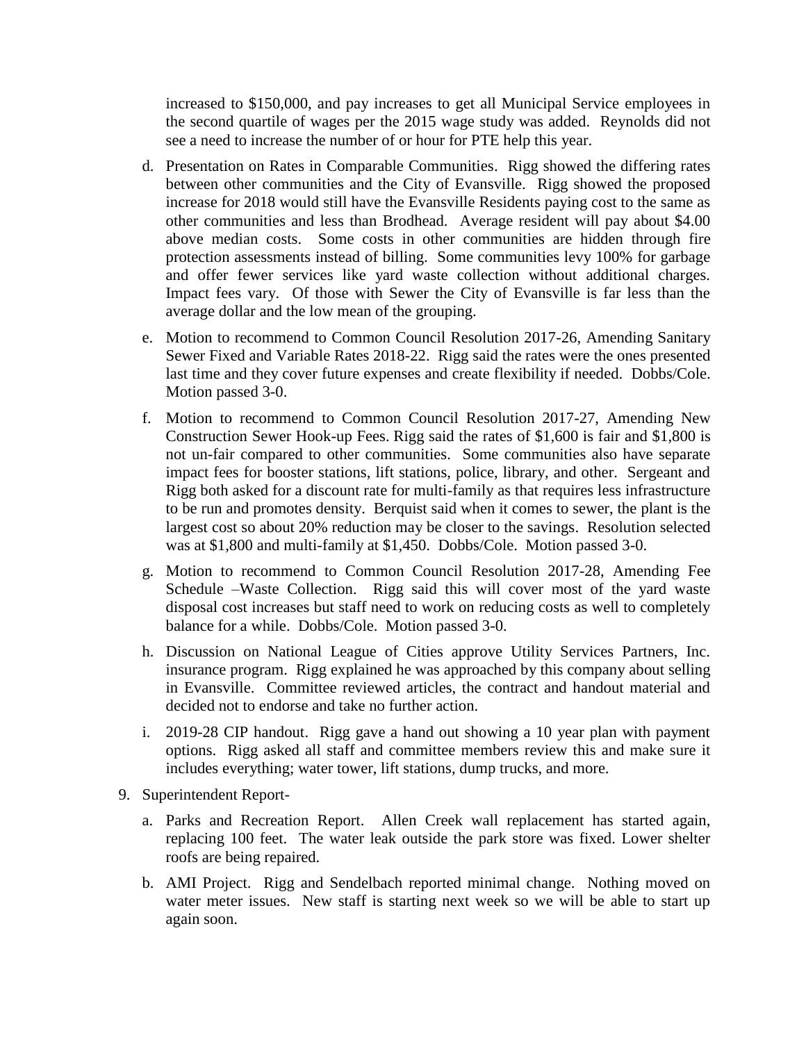increased to $150,000, and pay increases to get all Municipal Service employees in the second quartile of wages per the 2015 wage study was added. Reynolds did not see a need to increase the number of or hour for PTE help this year.

d. Presentation on Rates in Comparable Communities. Rigg showed the differing rates between other communities and the City of Evansville. Rigg showed the proposed increase for 2018 would still have the Evansville Residents paying cost to the same as other communities and less than Brodhead. Average resident will pay about $4.00 above median costs. Some costs in other communities are hidden through fire protection assessments instead of billing. Some communities levy 100% for garbage and offer fewer services like yard waste collection without additional charges. Impact fees vary. Of those with Sewer the City of Evansville is far less than the average dollar and the low mean of the grouping.

e. Motion to recommend to Common Council Resolution 2017-26, Amending Sanitary Sewer Fixed and Variable Rates 2018-22. Rigg said the rates were the ones presented last time and they cover future expenses and create flexibility if needed. Dobbs/Cole. Motion passed 3-0.

f. Motion to recommend to Common Council Resolution 2017-27, Amending New Construction Sewer Hook-up Fees. Rigg said the rates of $1,600 is fair and $1,800 is not un-fair compared to other communities. Some communities also have separate impact fees for booster stations, lift stations, police, library, and other. Sergeant and Rigg both asked for a discount rate for multi-family as that requires less infrastructure to be run and promotes density. Berquist said when it comes to sewer, the plant is the largest cost so about 20% reduction may be closer to the savings. Resolution selected was at $1,800 and multi-family at $1,450. Dobbs/Cole. Motion passed 3-0.

g. Motion to recommend to Common Council Resolution 2017-28, Amending Fee Schedule –Waste Collection. Rigg said this will cover most of the yard waste disposal cost increases but staff need to work on reducing costs as well to completely balance for a while. Dobbs/Cole. Motion passed 3-0.

h. Discussion on National League of Cities approve Utility Services Partners, Inc. insurance program. Rigg explained he was approached by this company about selling in Evansville. Committee reviewed articles, the contract and handout material and decided not to endorse and take no further action.

i. 2019-28 CIP handout. Rigg gave a hand out showing a 10 year plan with payment options. Rigg asked all staff and committee members review this and make sure it includes everything; water tower, lift stations, dump trucks, and more.

9. Superintendent Report-

   a. Parks and Recreation Report. Allen Creek wall replacement has started again, replacing 100 feet. The water leak outside the park store was fixed. Lower shelter roofs are being repaired.

   b. AMI Project. Rigg and Sendelbach reported minimal change. Nothing moved on water meter issues. New staff is starting next week so we will be able to start up again soon.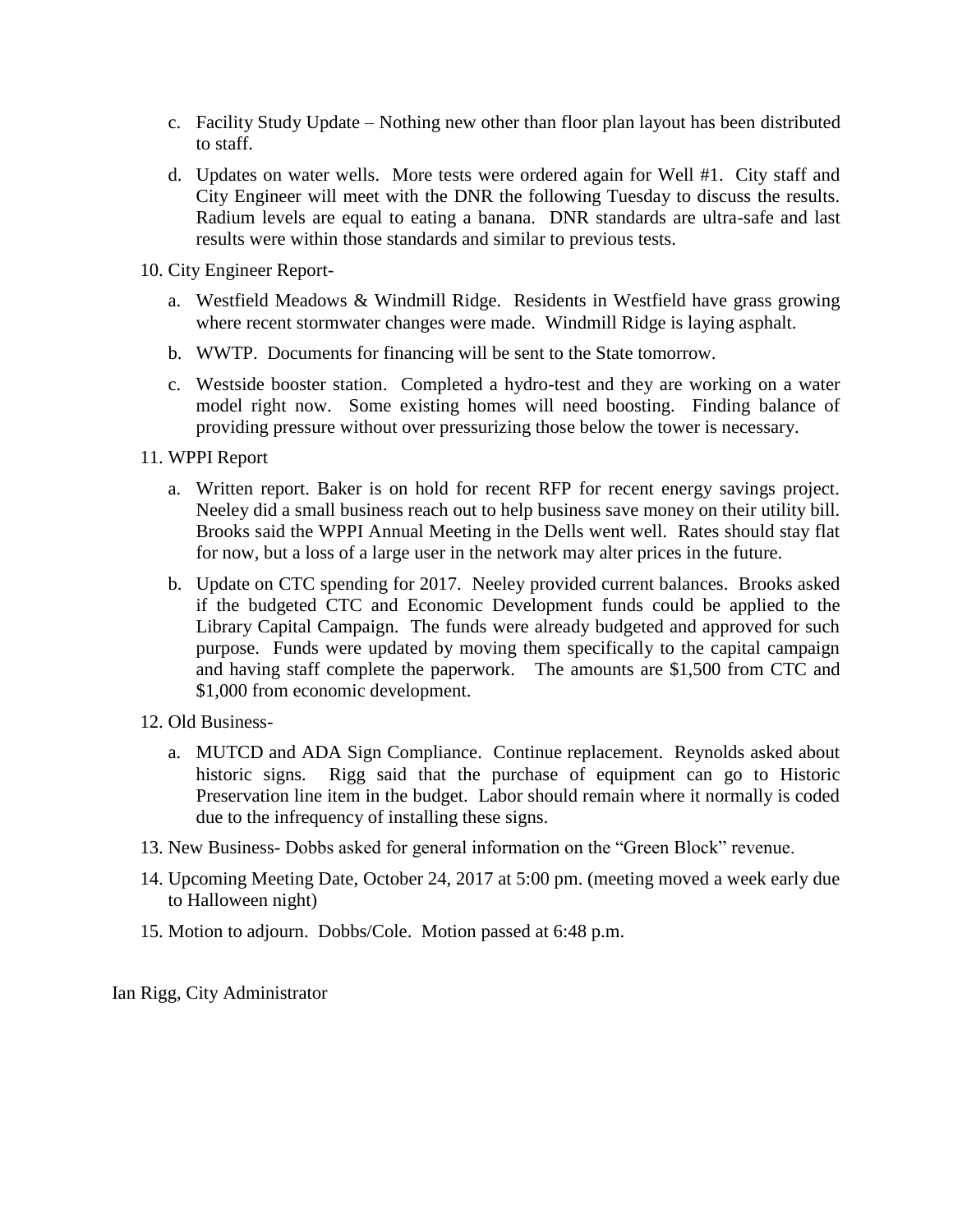c. Facility Study Update – Nothing new other than floor plan layout has been distributed to staff.

d. Updates on water wells. More tests were ordered again for Well #1. City staff and City Engineer will meet with the DNR the following Tuesday to discuss the results. Radium levels are equal to eating a banana. DNR standards are ultra-safe and last results were within those standards and similar to previous tests.

10. City Engineer Report-

    a. Westfield Meadows & Windmill Ridge. Residents in Westfield have grass growing where recent stormwater changes were made. Windmill Ridge is laying asphalt.

    b. WWTP. Documents for financing will be sent to the State tomorrow.

    c. Westside booster station. Completed a hydro-test and they are working on a water model right now. Some existing homes will need boosting. Finding balance of providing pressure without over pressurizing those below the tower is necessary.

11. WPPI Report

    a. Written report. Baker is on hold for recent RFP for recent energy savings project. Neeley did a small business reach out to help business save money on their utility bill. Brooks said the WPPI Annual Meeting in the Dells went well. Rates should stay flat for now, but a loss of a large user in the network may alter prices in the future.

    b. Update on CTC spending for 2017. Neeley provided current balances. Brooks asked if the budgeted CTC and Economic Development funds could be applied to the Library Capital Campaign. The funds were already budgeted and approved for such purpose. Funds were updated by moving them specifically to the capital campaign and having staff complete the paperwork. The amounts are $1,500 from CTC and $1,000 from economic development.

12. Old Business-

    a. MUTCD and ADA Sign Compliance. Continue replacement. Reynolds asked about historic signs. Rigg said that the purchase of equipment can go to Historic Preservation line item in the budget. Labor should remain where it normally is coded due to the infrequency of installing these signs.

13. New Business- Dobbs asked for general information on the "Green Block" revenue.

14. Upcoming Meeting Date, October 24, 2017 at 5:00 pm. (meeting moved a week early due to Halloween night)

15. Motion to adjourn. Dobbs/Cole. Motion passed at 6:48 p.m.

Ian Rigg, City Administrator